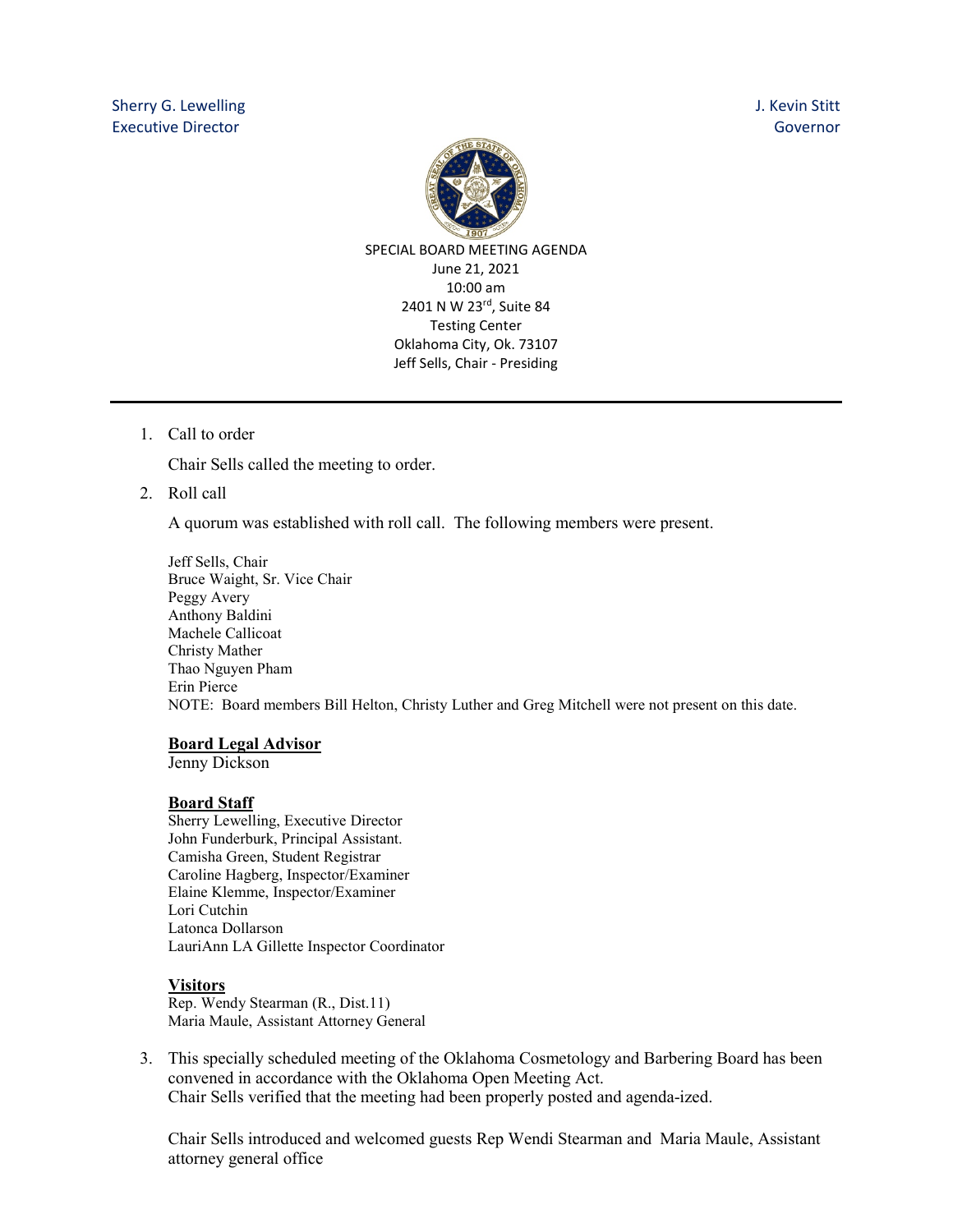Sherry G. Lewelling
Executive Director

J. Kevin Stitt
Governor

SPECIAL BOARD MEETING AGENDA
June 21, 2021
10:00 am
2401 N W 23rd, Suite 84
Testing Center
Oklahoma City, Ok. 73107
Jeff Sells, Chair - Presiding

---

1. Call to order

   Chair Sells called the meeting to order.

2. Roll call

   A quorum was established with roll call. The following members were present.

   Jeff Sells, Chair
   Bruce Waight, Sr. Vice Chair
   Peggy Avery
   Anthony Baldini
   Machele Callicoat
   Christy Mather
   Thao Nguyen Pham
   Erin Pierce
   NOTE: Board members Bill Helton, Christy Luther and Greg Mitchell were not present on this date.

   **Board Legal Advisor**
   Jenny Dickson

   **Board Staff**
   Sherry Lewelling, Executive Director
   John Funderburk, Principal Assistant.
   Camisha Green, Student Registrar
   Caroline Hagberg, Inspector/Examiner
   Elaine Klemme, Inspector/Examiner
   Lori Cutchin
   Latonca Dollarson
   LauriAnn LA Gillette Inspector Coordinator

   **Visitors**
   Rep. Wendy Stearman (R., Dist.11)
   Maria Maule, Assistant Attorney General

3. This specially scheduled meeting of the Oklahoma Cosmetology and Barbering Board has been convened in accordance with the Oklahoma Open Meeting Act.
   Chair Sells verified that the meeting had been properly posted and agenda-ized.

   Chair Sells introduced and welcomed guests Rep Wendi Stearman and Maria Maule, Assistant attorney general office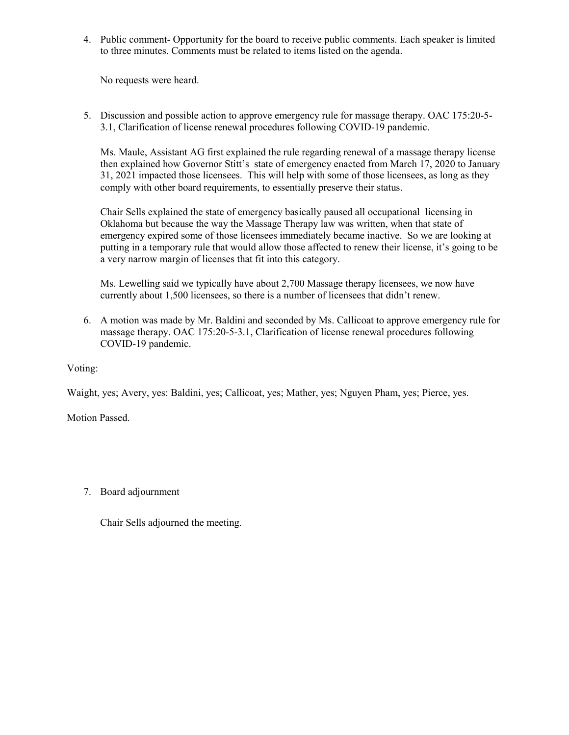4. Public comment- Opportunity for the board to receive public comments. Each speaker is limited to three minutes. Comments must be related to items listed on the agenda.

   No requests were heard.

5. Discussion and possible action to approve emergency rule for massage therapy. OAC 175:20-5-3.1, Clarification of license renewal procedures following COVID-19 pandemic.

   Ms. Maule, Assistant AG first explained the rule regarding renewal of a massage therapy license then explained how Governor Stitt's state of emergency enacted from March 17, 2020 to January 31, 2021 impacted those licensees. This will help with some of those licensees, as long as they comply with other board requirements, to essentially preserve their status.

   Chair Sells explained the state of emergency basically paused all occupational licensing in Oklahoma but because the way the Massage Therapy law was written, when that state of emergency expired some of those licensees immediately became inactive. So we are looking at putting in a temporary rule that would allow those affected to renew their license, it's going to be a very narrow margin of licenses that fit into this category.

   Ms. Lewelling said we typically have about 2,700 Massage therapy licensees, we now have currently about 1,500 licensees, so there is a number of licensees that didn't renew.

6. A motion was made by Mr. Baldini and seconded by Ms. Callicoat to approve emergency rule for massage therapy. OAC 175:20-5-3.1, Clarification of license renewal procedures following COVID-19 pandemic.

Voting:

Waight, yes; Avery, yes: Baldini, yes; Callicoat, yes; Mather, yes; Nguyen Pham, yes; Pierce, yes.

Motion Passed.

7. Board adjournment

   Chair Sells adjourned the meeting.